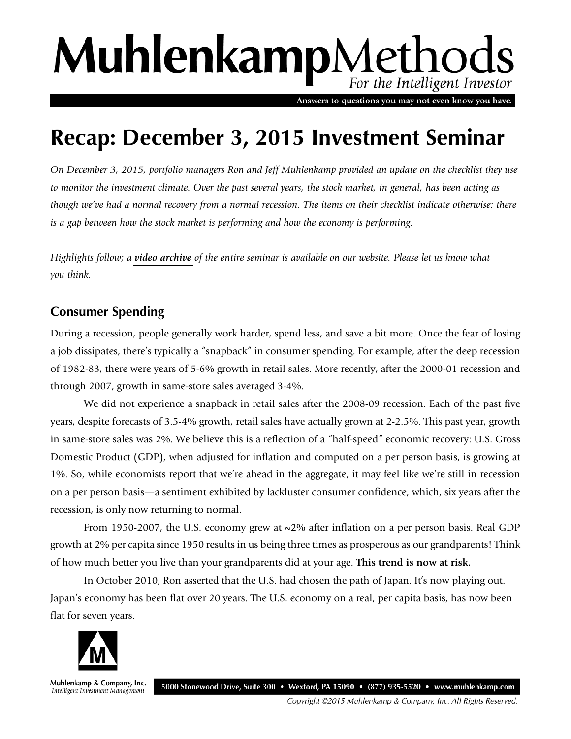# MuhlenkampMethods

*For the Intelligent Investor*

Answers to questions you may not even know you have.

# Recap: December 3, 2015 Investment Seminar

*On December 3, 2015, portfolio managers Ron and Jeff Muhlenkamp provided an update on the checklist they use to monitor the investment climate. Over the past several years, the stock market, in general, has been acting as though we've had a normal recovery from a normal recession. The items on their checklist indicate otherwise: there is a gap between how the stock market is performing and how the economy is performing.*

*Highlights follow; a **video archive** of the entire seminar is available on our website. Please let us know what you think.*

## Consumer Spending

During a recession, people generally work harder, spend less, and save a bit more. Once the fear of losing a job dissipates, there's typically a "snapback" in consumer spending. For example, after the deep recession of 1982-83, there were years of 5-6% growth in retail sales. More recently, after the 2000-01 recession and through 2007, growth in same-store sales averaged 3-4%.

We did not experience a snapback in retail sales after the 2008-09 recession. Each of the past five years, despite forecasts of 3.5-4% growth, retail sales have actually grown at 2-2.5%. This past year, growth in same-store sales was 2%. We believe this is a reflection of a "half-speed" economic recovery: U.S. Gross Domestic Product (GDP), when adjusted for inflation and computed on a per person basis, is growing at 1%. So, while economists report that we're ahead in the aggregate, it may feel like we're still in recession on a per person basis—a sentiment exhibited by lackluster consumer confidence, which, six years after the recession, is only now returning to normal.

From 1950-2007, the U.S. economy grew at ~2% after inflation on a per person basis. Real GDP growth at 2% per capita since 1950 results in us being three times as prosperous as our grandparents! Think of how much better you live than your grandparents did at your age. **This trend is now at risk.**

In October 2010, Ron asserted that the U.S. had chosen the path of Japan. It's now playing out. Japan's economy has been flat over 20 years. The U.S. economy on a real, per capita basis, has now been flat for seven years.

Muhlenkamp & Company, Inc.
*Intelligent Investment Management*

5000 Stonewood Drive, Suite 300 • Wexford, PA 15090 • (877) 935-5520 • www.muhlenkamp.com

*Copyright ©2015 Muhlenkamp & Company, Inc. All Rights Reserved.*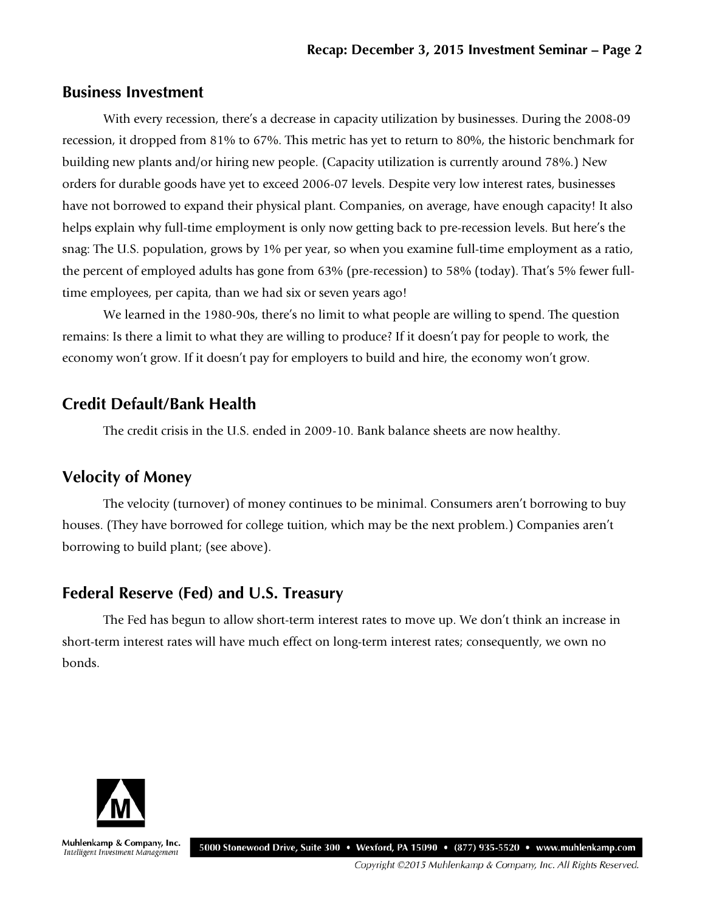## Business Investment

With every recession, there's a decrease in capacity utilization by businesses. During the 2008-09 recession, it dropped from 81% to 67%. This metric has yet to return to 80%, the historic benchmark for building new plants and/or hiring new people. (Capacity utilization is currently around 78%.) New orders for durable goods have yet to exceed 2006-07 levels. Despite very low interest rates, businesses have not borrowed to expand their physical plant. Companies, on average, have enough capacity! It also helps explain why full-time employment is only now getting back to pre-recession levels. But here's the snag: The U.S. population, grows by 1% per year, so when you examine full-time employment as a ratio, the percent of employed adults has gone from 63% (pre-recession) to 58% (today). That's 5% fewer full-time employees, per capita, than we had six or seven years ago!

We learned in the 1980-90s, there's no limit to what people are willing to spend. The question remains: Is there a limit to what they are willing to produce? If it doesn't pay for people to work, the economy won't grow. If it doesn't pay for employers to build and hire, the economy won't grow.

## Credit Default/Bank Health

The credit crisis in the U.S. ended in 2009-10. Bank balance sheets are now healthy.

## Velocity of Money

The velocity (turnover) of money continues to be minimal. Consumers aren't borrowing to buy houses. (They have borrowed for college tuition, which may be the next problem.) Companies aren't borrowing to build plant; (see above).

## Federal Reserve (Fed) and U.S. Treasury

The Fed has begun to allow short-term interest rates to move up. We don't think an increase in short-term interest rates will have much effect on long-term interest rates; consequently, we own no bonds.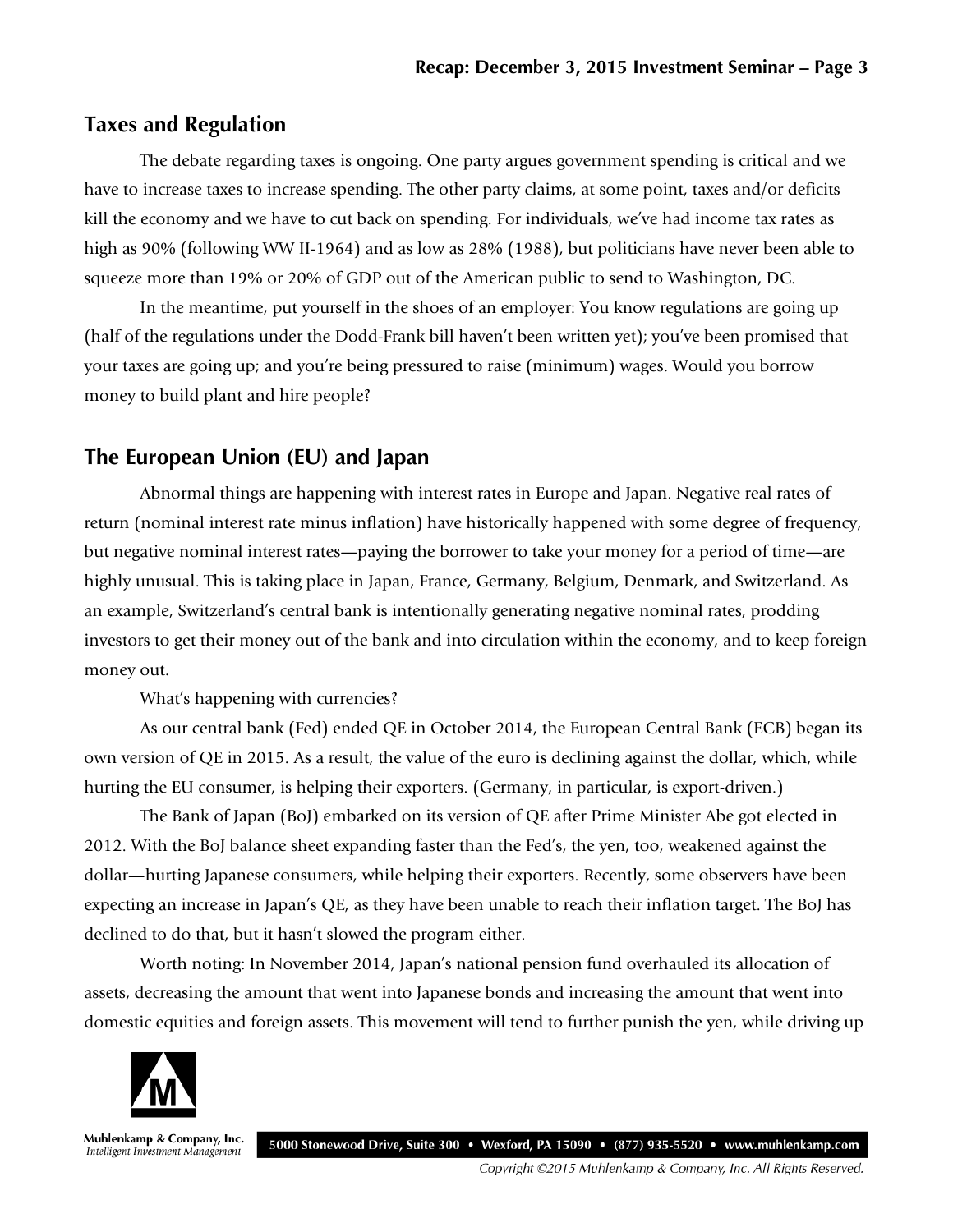## Taxes and Regulation

The debate regarding taxes is ongoing. One party argues government spending is critical and we have to increase taxes to increase spending. The other party claims, at some point, taxes and/or deficits kill the economy and we have to cut back on spending. For individuals, we've had income tax rates as high as 90% (following WW II-1964) and as low as 28% (1988), but politicians have never been able to squeeze more than 19% or 20% of GDP out of the American public to send to Washington, DC.

In the meantime, put yourself in the shoes of an employer: You know regulations are going up (half of the regulations under the Dodd-Frank bill haven't been written yet); you've been promised that your taxes are going up; and you're being pressured to raise (minimum) wages. Would you borrow money to build plant and hire people?

## The European Union (EU) and Japan

Abnormal things are happening with interest rates in Europe and Japan. Negative real rates of return (nominal interest rate minus inflation) have historically happened with some degree of frequency, but negative nominal interest rates—paying the borrower to take your money for a period of time—are highly unusual. This is taking place in Japan, France, Germany, Belgium, Denmark, and Switzerland. As an example, Switzerland's central bank is intentionally generating negative nominal rates, prodding investors to get their money out of the bank and into circulation within the economy, and to keep foreign money out.

What's happening with currencies?

As our central bank (Fed) ended QE in October 2014, the European Central Bank (ECB) began its own version of QE in 2015. As a result, the value of the euro is declining against the dollar, which, while hurting the EU consumer, is helping their exporters. (Germany, in particular, is export-driven.)

The Bank of Japan (BoJ) embarked on its version of QE after Prime Minister Abe got elected in 2012. With the BoJ balance sheet expanding faster than the Fed's, the yen, too, weakened against the dollar—hurting Japanese consumers, while helping their exporters. Recently, some observers have been expecting an increase in Japan's QE, as they have been unable to reach their inflation target. The BoJ has declined to do that, but it hasn't slowed the program either.

Worth noting: In November 2014, Japan's national pension fund overhauled its allocation of assets, decreasing the amount that went into Japanese bonds and increasing the amount that went into domestic equities and foreign assets. This movement will tend to further punish the yen, while driving up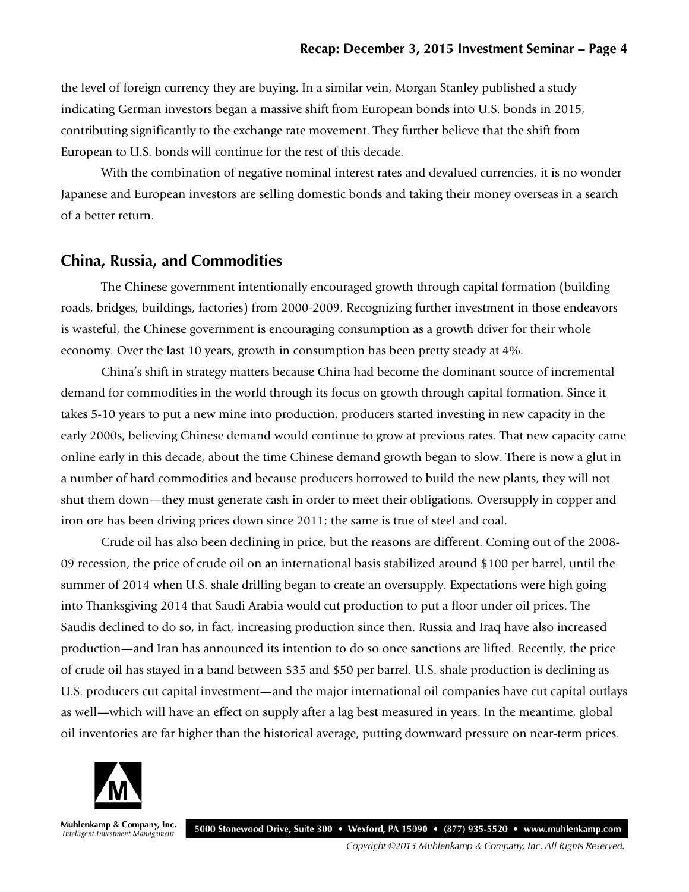the level of foreign currency they are buying. In a similar vein, Morgan Stanley published a study indicating German investors began a massive shift from European bonds into U.S. bonds in 2015, contributing significantly to the exchange rate movement. They further believe that the shift from European to U.S. bonds will continue for the rest of this decade.

With the combination of negative nominal interest rates and devalued currencies, it is no wonder Japanese and European investors are selling domestic bonds and taking their money overseas in a search of a better return.

## China, Russia, and Commodities

The Chinese government intentionally encouraged growth through capital formation (building roads, bridges, buildings, factories) from 2000-2009. Recognizing further investment in those endeavors is wasteful, the Chinese government is encouraging consumption as a growth driver for their whole economy. Over the last 10 years, growth in consumption has been pretty steady at 4%.

China's shift in strategy matters because China had become the dominant source of incremental demand for commodities in the world through its focus on growth through capital formation. Since it takes 5-10 years to put a new mine into production, producers started investing in new capacity in the early 2000s, believing Chinese demand would continue to grow at previous rates. That new capacity came online early in this decade, about the time Chinese demand growth began to slow. There is now a glut in a number of hard commodities and because producers borrowed to build the new plants, they will not shut them down—they must generate cash in order to meet their obligations. Oversupply in copper and iron ore has been driving prices down since 2011; the same is true of steel and coal.

Crude oil has also been declining in price, but the reasons are different. Coming out of the 2008-09 recession, the price of crude oil on an international basis stabilized around $100 per barrel, until the summer of 2014 when U.S. shale drilling began to create an oversupply. Expectations were high going into Thanksgiving 2014 that Saudi Arabia would cut production to put a floor under oil prices. The Saudis declined to do so, in fact, increasing production since then. Russia and Iraq have also increased production—and Iran has announced its intention to do so once sanctions are lifted. Recently, the price of crude oil has stayed in a band between $35 and $50 per barrel. U.S. shale production is declining as U.S. producers cut capital investment—and the major international oil companies have cut capital outlays as well—which will have an effect on supply after a lag best measured in years. In the meantime, global oil inventories are far higher than the historical average, putting downward pressure on near-term prices.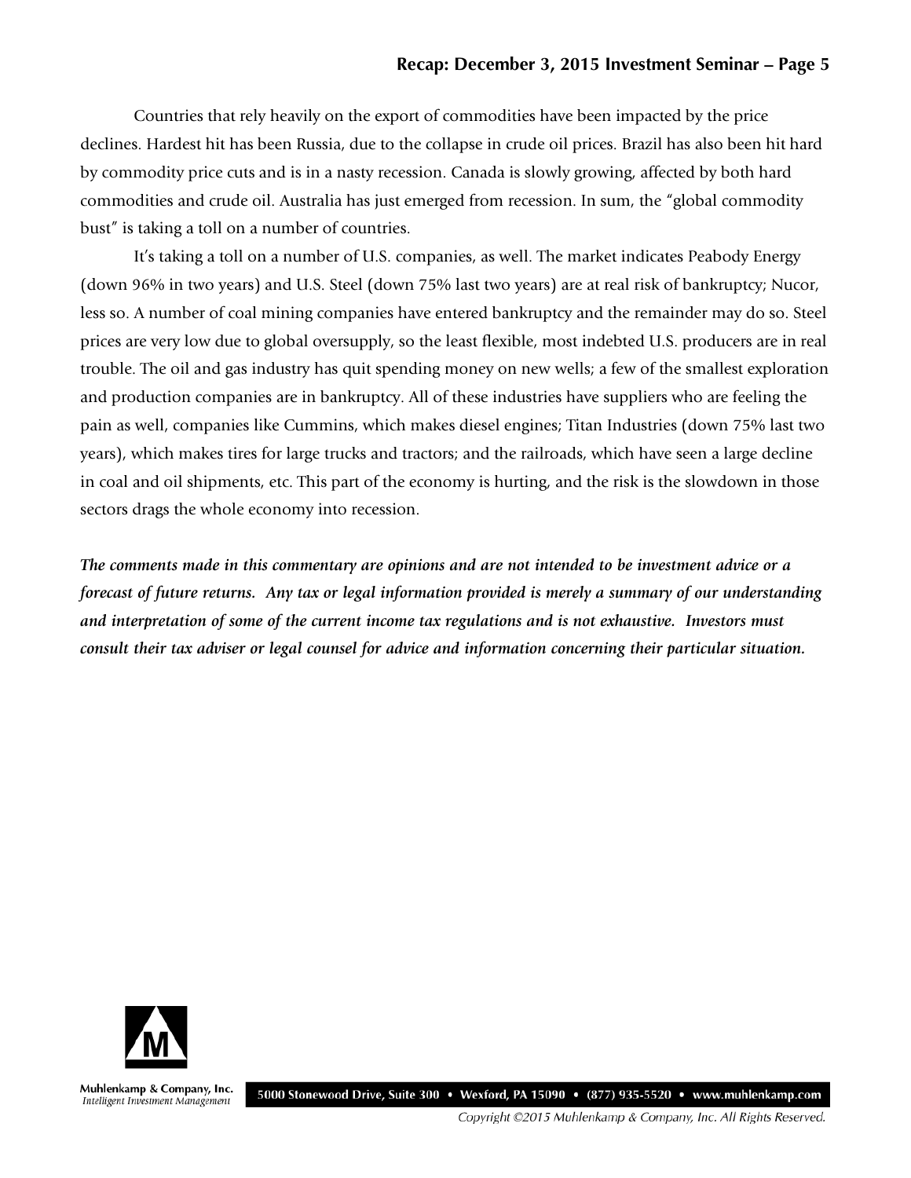Countries that rely heavily on the export of commodities have been impacted by the price declines. Hardest hit has been Russia, due to the collapse in crude oil prices. Brazil has also been hit hard by commodity price cuts and is in a nasty recession. Canada is slowly growing, affected by both hard commodities and crude oil. Australia has just emerged from recession. In sum, the "global commodity bust" is taking a toll on a number of countries.

It's taking a toll on a number of U.S. companies, as well. The market indicates Peabody Energy (down 96% in two years) and U.S. Steel (down 75% last two years) are at real risk of bankruptcy; Nucor, less so. A number of coal mining companies have entered bankruptcy and the remainder may do so. Steel prices are very low due to global oversupply, so the least flexible, most indebted U.S. producers are in real trouble. The oil and gas industry has quit spending money on new wells; a few of the smallest exploration and production companies are in bankruptcy. All of these industries have suppliers who are feeling the pain as well, companies like Cummins, which makes diesel engines; Titan Industries (down 75% last two years), which makes tires for large trucks and tractors; and the railroads, which have seen a large decline in coal and oil shipments, etc. This part of the economy is hurting, and the risk is the slowdown in those sectors drags the whole economy into recession.

***The comments made in this commentary are opinions and are not intended to be investment advice or a forecast of future returns. Any tax or legal information provided is merely a summary of our understanding and interpretation of some of the current income tax regulations and is not exhaustive. Investors must consult their tax adviser or legal counsel for advice and information concerning their particular situation.***

Muhlenkamp & Company, Inc.
*Intelligent Investment Management*

5000 Stonewood Drive, Suite 300 • Wexford, PA 15090 • (877) 935-5520 • www.muhlenkamp.com

*Copyright ©2015 Muhlenkamp & Company, Inc. All Rights Reserved.*